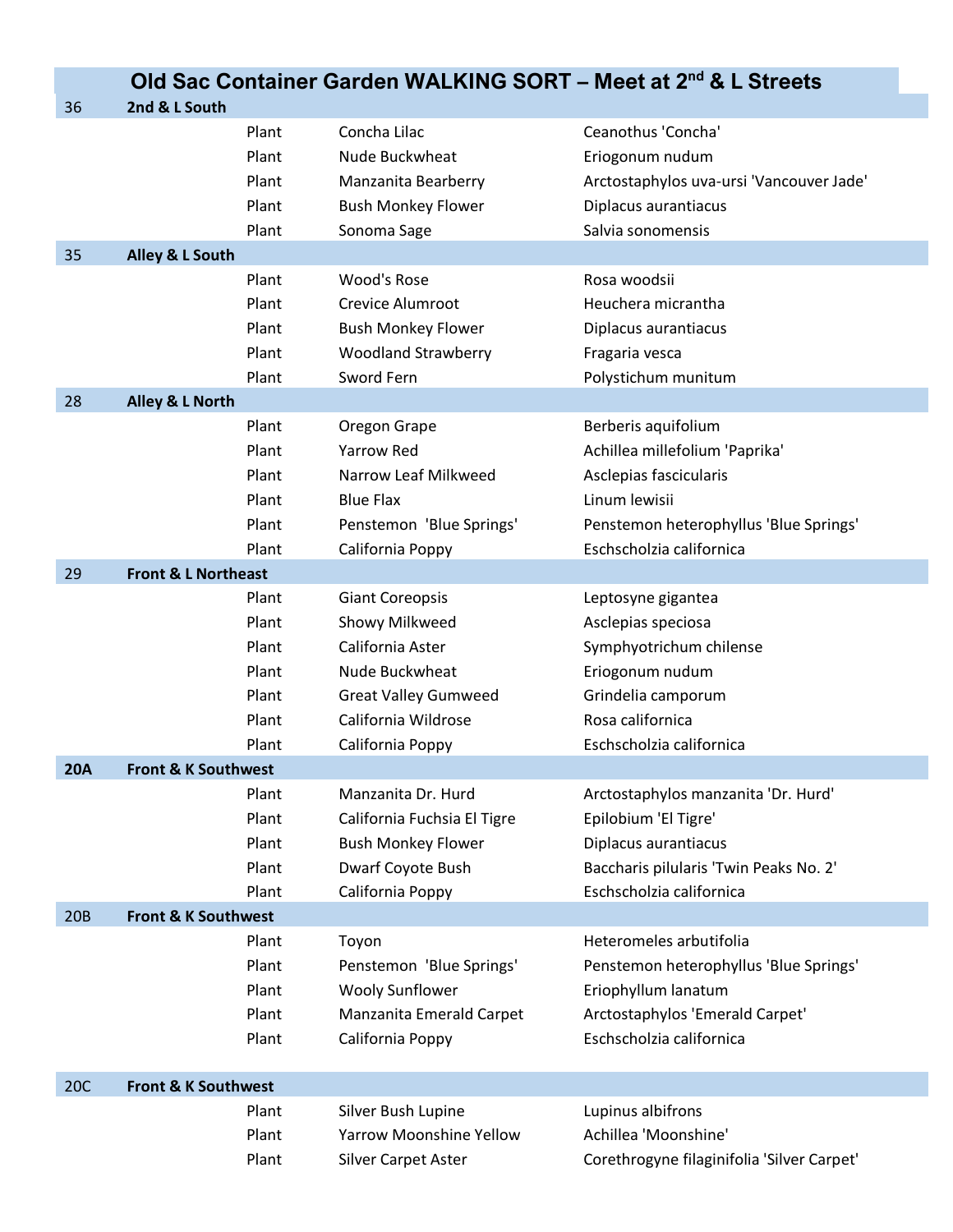# Old Sac Container Garden WALKING SORT – Meet at 2nd & L Streets

| | | | | |
|---|---|---|---|---|
| 36 | **2nd & L South** | | | |
| | | Plant | Concha Lilac | Ceanothus 'Concha' |
| | | Plant | Nude Buckwheat | Eriogonum nudum |
| | | Plant | Manzanita Bearberry | Arctostaphylos uva-ursi 'Vancouver Jade' |
| | | Plant | Bush Monkey Flower | Diplacus aurantiacus |
| | | Plant | Sonoma Sage | Salvia sonomensis |
| 35 | **Alley & L South** | | | |
| | | Plant | Wood's Rose | Rosa woodsii |
| | | Plant | Crevice Alumroot | Heuchera micrantha |
| | | Plant | Bush Monkey Flower | Diplacus aurantiacus |
| | | Plant | Woodland Strawberry | Fragaria vesca |
| | | Plant | Sword Fern | Polystichum munitum |
| 28 | **Alley & L North** | | | |
| | | Plant | Oregon Grape | Berberis aquifolium |
| | | Plant | Yarrow Red | Achillea millefolium 'Paprika' |
| | | Plant | Narrow Leaf Milkweed | Asclepias fascicularis |
| | | Plant | Blue Flax | Linum lewisii |
| | | Plant | Penstemon 'Blue Springs' | Penstemon heterophyllus 'Blue Springs' |
| | | Plant | California Poppy | Eschscholzia californica |
| 29 | **Front & L Northeast** | | | |
| | | Plant | Giant Coreopsis | Leptosyne gigantea |
| | | Plant | Showy Milkweed | Asclepias speciosa |
| | | Plant | California Aster | Symphyotrichum chilense |
| | | Plant | Nude Buckwheat | Eriogonum nudum |
| | | Plant | Great Valley Gumweed | Grindelia camporum |
| | | Plant | California Wildrose | Rosa californica |
| | | Plant | California Poppy | Eschscholzia californica |
| **20A** | **Front & K Southwest** | | | |
| | | Plant | Manzanita Dr. Hurd | Arctostaphylos manzanita 'Dr. Hurd' |
| | | Plant | California Fuchsia El Tigre | Epilobium 'El Tigre' |
| | | Plant | Bush Monkey Flower | Diplacus aurantiacus |
| | | Plant | Dwarf Coyote Bush | Baccharis pilularis 'Twin Peaks No. 2' |
| | | Plant | California Poppy | Eschscholzia californica |
| 20B | **Front & K Southwest** | | | |
| | | Plant | Toyon | Heteromeles arbutifolia |
| | | Plant | Penstemon 'Blue Springs' | Penstemon heterophyllus 'Blue Springs' |
| | | Plant | Wooly Sunflower | Eriophyllum lanatum |
| | | Plant | Manzanita Emerald Carpet | Arctostaphylos 'Emerald Carpet' |
| | | Plant | California Poppy | Eschscholzia californica |
| 20C | **Front & K Southwest** | | | |
| | | Plant | Silver Bush Lupine | Lupinus albifrons |
| | | Plant | Yarrow Moonshine Yellow | Achillea 'Moonshine' |
| | | Plant | Silver Carpet Aster | Corethrogyne filaginifolia 'Silver Carpet' |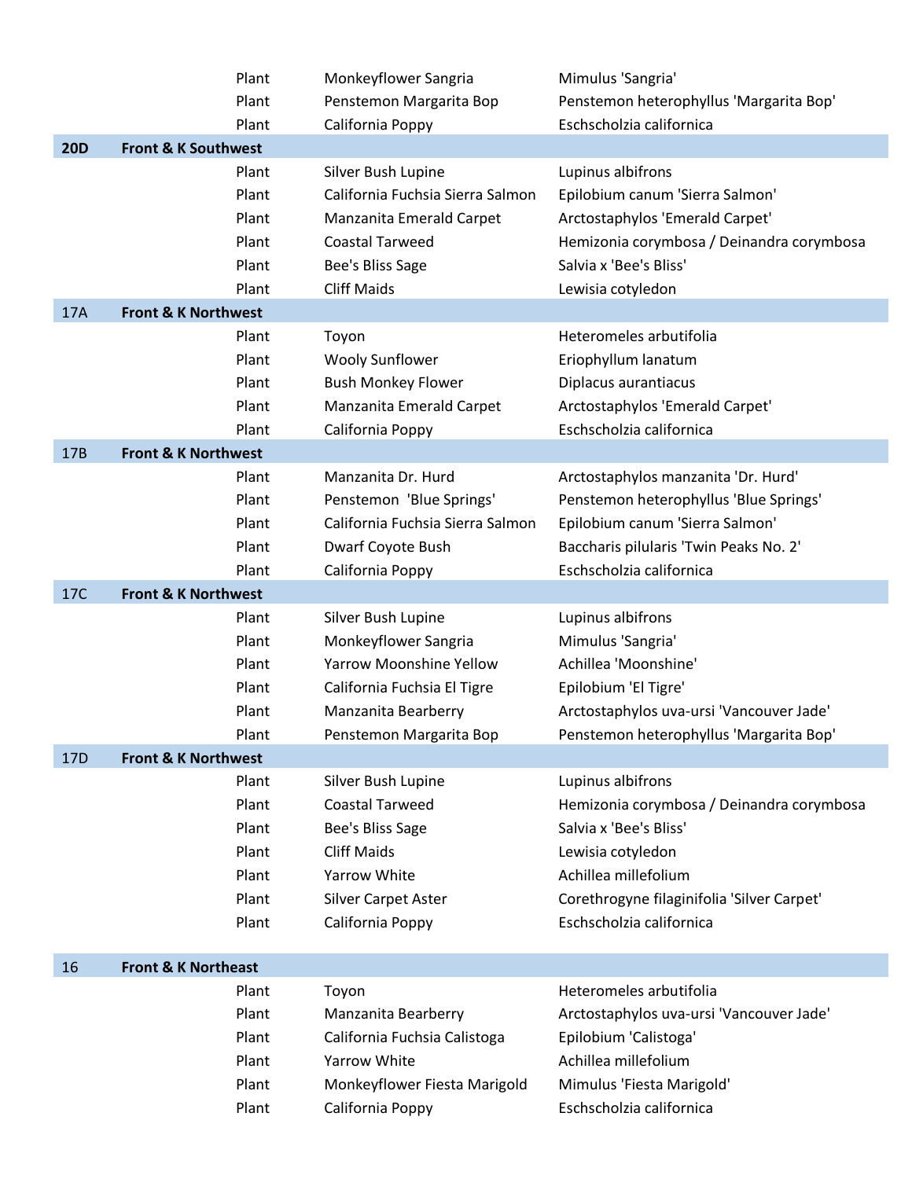| | | | | |
|---|---|---|---|---|
| | | Plant | Monkeyflower Sangria | Mimulus 'Sangria' |
| | | Plant | Penstemon Margarita Bop | Penstemon heterophyllus 'Margarita Bop' |
| | | Plant | California Poppy | Eschscholzia californica |
| **20D** | **Front & K Southwest** | | | |
| | | Plant | Silver Bush Lupine | Lupinus albifrons |
| | | Plant | California Fuchsia Sierra Salmon | Epilobium canum 'Sierra Salmon' |
| | | Plant | Manzanita Emerald Carpet | Arctostaphylos 'Emerald Carpet' |
| | | Plant | Coastal Tarweed | Hemizonia corymbosa / Deinandra corymbosa |
| | | Plant | Bee's Bliss Sage | Salvia x 'Bee's Bliss' |
| | | Plant | Cliff Maids | Lewisia cotyledon |
| 17A | **Front & K Northwest** | | | |
| | | Plant | Toyon | Heteromeles arbutifolia |
| | | Plant | Wooly Sunflower | Eriophyllum lanatum |
| | | Plant | Bush Monkey Flower | Diplacus aurantiacus |
| | | Plant | Manzanita Emerald Carpet | Arctostaphylos 'Emerald Carpet' |
| | | Plant | California Poppy | Eschscholzia californica |
| 17B | **Front & K Northwest** | | | |
| | | Plant | Manzanita Dr. Hurd | Arctostaphylos manzanita 'Dr. Hurd' |
| | | Plant | Penstemon 'Blue Springs' | Penstemon heterophyllus 'Blue Springs' |
| | | Plant | California Fuchsia Sierra Salmon | Epilobium canum 'Sierra Salmon' |
| | | Plant | Dwarf Coyote Bush | Baccharis pilularis 'Twin Peaks No. 2' |
| | | Plant | California Poppy | Eschscholzia californica |
| 17C | **Front & K Northwest** | | | |
| | | Plant | Silver Bush Lupine | Lupinus albifrons |
| | | Plant | Monkeyflower Sangria | Mimulus 'Sangria' |
| | | Plant | Yarrow Moonshine Yellow | Achillea 'Moonshine' |
| | | Plant | California Fuchsia El Tigre | Epilobium 'El Tigre' |
| | | Plant | Manzanita Bearberry | Arctostaphylos uva-ursi 'Vancouver Jade' |
| | | Plant | Penstemon Margarita Bop | Penstemon heterophyllus 'Margarita Bop' |
| 17D | **Front & K Northwest** | | | |
| | | Plant | Silver Bush Lupine | Lupinus albifrons |
| | | Plant | Coastal Tarweed | Hemizonia corymbosa / Deinandra corymbosa |
| | | Plant | Bee's Bliss Sage | Salvia x 'Bee's Bliss' |
| | | Plant | Cliff Maids | Lewisia cotyledon |
| | | Plant | Yarrow White | Achillea millefolium |
| | | Plant | Silver Carpet Aster | Corethrogyne filaginifolia 'Silver Carpet' |
| | | Plant | California Poppy | Eschscholzia californica |
| 16 | **Front & K Northeast** | | | |
| | | Plant | Toyon | Heteromeles arbutifolia |
| | | Plant | Manzanita Bearberry | Arctostaphylos uva-ursi 'Vancouver Jade' |
| | | Plant | California Fuchsia Calistoga | Epilobium 'Calistoga' |
| | | Plant | Yarrow White | Achillea millefolium |
| | | Plant | Monkeyflower Fiesta Marigold | Mimulus 'Fiesta Marigold' |
| | | Plant | California Poppy | Eschscholzia californica |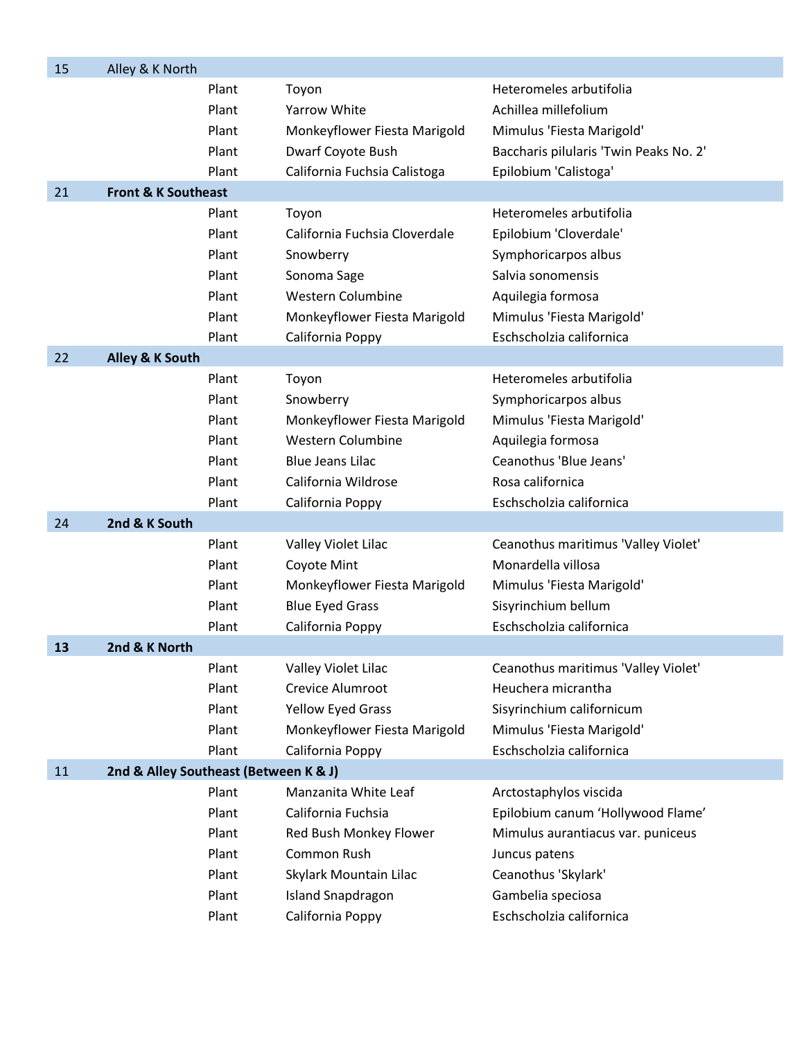| | | | | |
|---|---|---|---|---|
| 15 | Alley & K North | | | |
| | | Plant | Toyon | Heteromeles arbutifolia |
| | | Plant | Yarrow White | Achillea millefolium |
| | | Plant | Monkeyflower Fiesta Marigold | Mimulus 'Fiesta Marigold' |
| | | Plant | Dwarf Coyote Bush | Baccharis pilularis 'Twin Peaks No. 2' |
| | | Plant | California Fuchsia Calistoga | Epilobium 'Calistoga' |
| 21 | **Front & K Southeast** | | | |
| | | Plant | Toyon | Heteromeles arbutifolia |
| | | Plant | California Fuchsia Cloverdale | Epilobium 'Cloverdale' |
| | | Plant | Snowberry | Symphoricarpos albus |
| | | Plant | Sonoma Sage | Salvia sonomensis |
| | | Plant | Western Columbine | Aquilegia formosa |
| | | Plant | Monkeyflower Fiesta Marigold | Mimulus 'Fiesta Marigold' |
| | | Plant | California Poppy | Eschscholzia californica |
| 22 | **Alley & K South** | | | |
| | | Plant | Toyon | Heteromeles arbutifolia |
| | | Plant | Snowberry | Symphoricarpos albus |
| | | Plant | Monkeyflower Fiesta Marigold | Mimulus 'Fiesta Marigold' |
| | | Plant | Western Columbine | Aquilegia formosa |
| | | Plant | Blue Jeans Lilac | Ceanothus 'Blue Jeans' |
| | | Plant | California Wildrose | Rosa californica |
| | | Plant | California Poppy | Eschscholzia californica |
| 24 | **2nd & K South** | | | |
| | | Plant | Valley Violet Lilac | Ceanothus maritimus 'Valley Violet' |
| | | Plant | Coyote Mint | Monardella villosa |
| | | Plant | Monkeyflower Fiesta Marigold | Mimulus 'Fiesta Marigold' |
| | | Plant | Blue Eyed Grass | Sisyrinchium bellum |
| | | Plant | California Poppy | Eschscholzia californica |
| **13** | **2nd & K North** | | | |
| | | Plant | Valley Violet Lilac | Ceanothus maritimus 'Valley Violet' |
| | | Plant | Crevice Alumroot | Heuchera micrantha |
| | | Plant | Yellow Eyed Grass | Sisyrinchium californicum |
| | | Plant | Monkeyflower Fiesta Marigold | Mimulus 'Fiesta Marigold' |
| | | Plant | California Poppy | Eschscholzia californica |
| 11 | **2nd & Alley Southeast (Between K & J)** | | | |
| | | Plant | Manzanita White Leaf | Arctostaphylos viscida |
| | | Plant | California Fuchsia | Epilobium canum 'Hollywood Flame' |
| | | Plant | Red Bush Monkey Flower | Mimulus aurantiacus var. puniceus |
| | | Plant | Common Rush | Juncus patens |
| | | Plant | Skylark Mountain Lilac | Ceanothus 'Skylark' |
| | | Plant | Island Snapdragon | Gambelia speciosa |
| | | Plant | California Poppy | Eschscholzia californica |